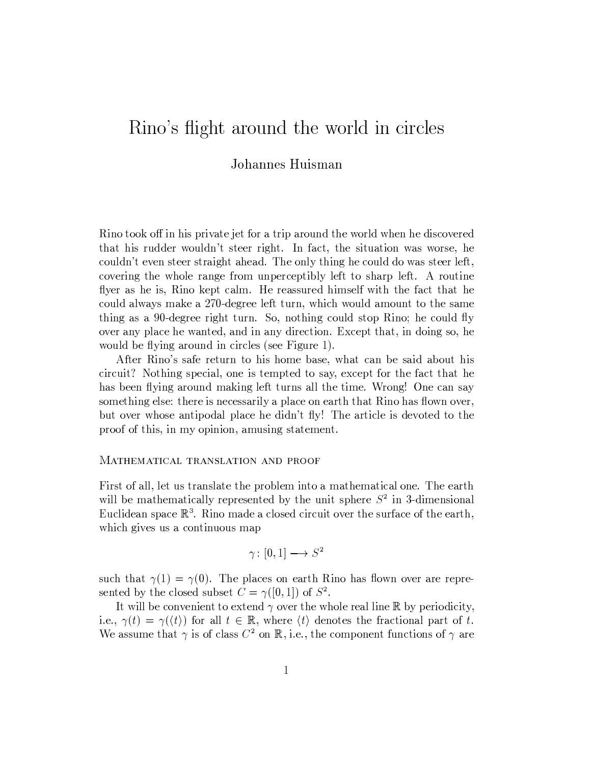# Rino's flight around the world in circles

Johannes Huisman

Rino took off in his private jet for a trip around the world when he discovered that his rudder wouldn't steer right. In fact, the situation was worse, he couldn't even steer straight ahead. The only thing he could do was steer left, covering the whole range from unperceptibly left to sharp left. A routine flyer as he is, Rino kept calm. He reassured himself with the fact that he could always make a 270-degree left turn, which would amount to the same thing as a 90-degree right turn. So, nothing could stop Rino; he could fly over any place he wanted, and in any direction. Except that, in doing so, he would be flying around in circles (see Figure 1).

After Rino's safe return to his home base, what can be said about his circuit? Nothing special, one is tempted to say, except for the fact that he has been flying around making left turns all the time. Wrong! One can say something else: there is necessarily a place on earth that Rino has flown over, but over whose antipodal place he didn't fly! The article is devoted to the proof of this, in my opinion, amusing statement.

## Mathematical translation and proof

First of all, let us translate the problem into a mathematical one. The earth will be mathematically represented by the unit sphere $S^2$ in 3-dimensional Euclidean space $\mathbb{R}^3$. Rino made a closed circuit over the surface of the earth, which gives us a continuous map

$$\gamma\colon [0,1] \longrightarrow S^2$$

such that $\gamma(1) = \gamma(0)$. The places on earth Rino has flown over are represented by the closed subset $C = \gamma([0,1])$ of $S^2$.

It will be convenient to extend $\gamma$ over the whole real line $\mathbb{R}$ by periodicity, i.e., $\gamma(t) = \gamma(\langle t \rangle)$ for all $t \in \mathbb{R}$, where $\langle t \rangle$ denotes the fractional part of $t$. We assume that $\gamma$ is of class $C^2$ on $\mathbb{R}$, i.e., the component functions of $\gamma$ are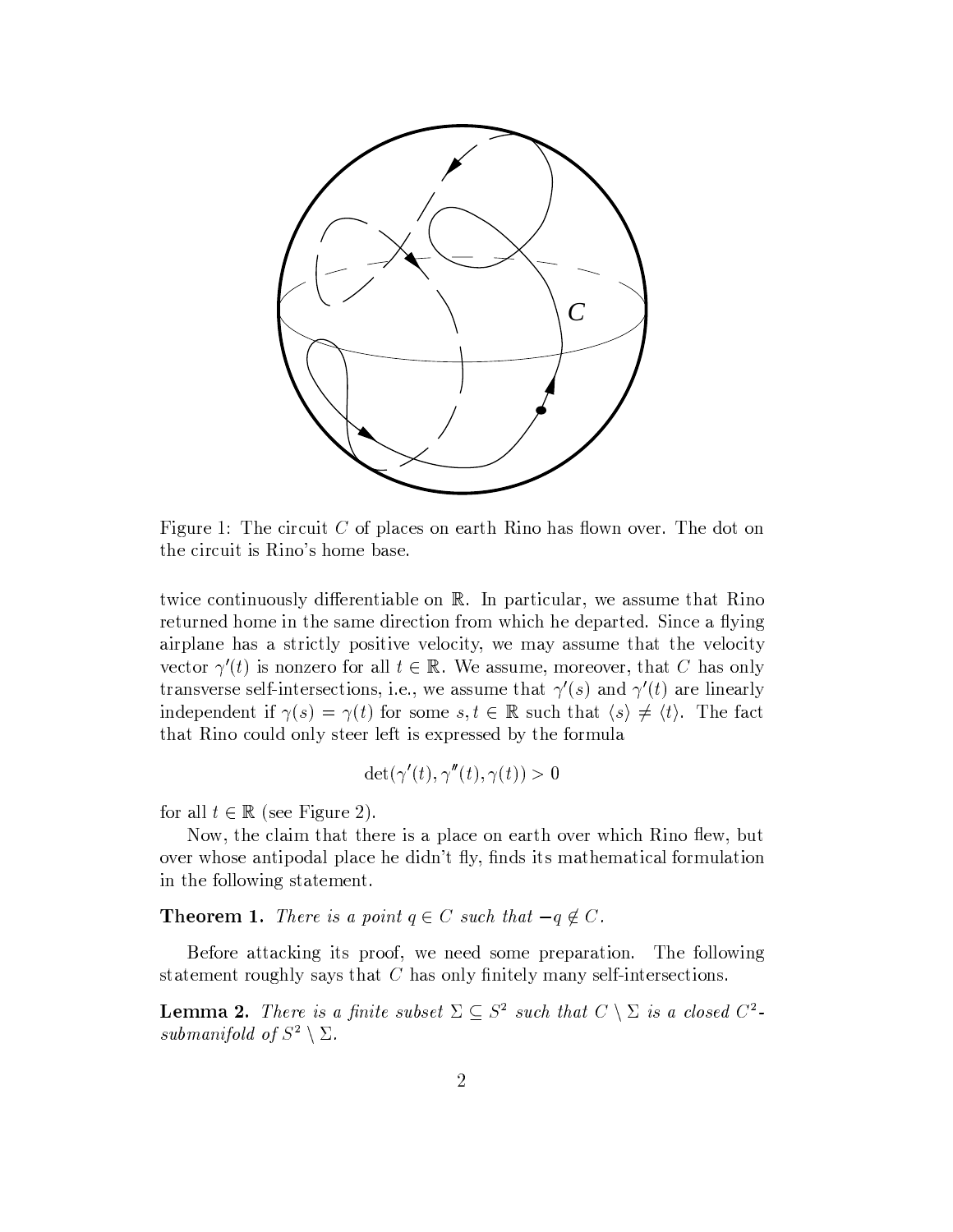Figure 1: The circuit $C$ of places on earth Rino has flown over. The dot on the circuit is Rino's home base.

twice continuously differentiable on $\mathbb{R}$. In particular, we assume that Rino returned home in the same direction from which he departed. Since a flying airplane has a strictly positive velocity, we may assume that the velocity vector $\gamma'(t)$ is nonzero for all $t \in \mathbb{R}$. We assume, moreover, that $C$ has only transverse self-intersections, i.e., we assume that $\gamma'(s)$ and $\gamma'(t)$ are linearly independent if $\gamma(s) = \gamma(t)$ for some $s, t \in \mathbb{R}$ such that $\langle s \rangle \neq \langle t \rangle$. The fact that Rino could only steer left is expressed by the formula

$$\det(\gamma'(t), \gamma''(t), \gamma(t)) > 0$$

for all $t \in \mathbb{R}$ (see Figure 2).

Now, the claim that there is a place on earth over which Rino flew, but over whose antipodal place he didn't fly, finds its mathematical formulation in the following statement.

**Theorem 1.** *There is a point $q \in C$ such that $-q \notin C$.*

Before attacking its proof, we need some preparation. The following statement roughly says that $C$ has only finitely many self-intersections.

**Lemma 2.** *There is a finite subset $\Sigma \subseteq S^2$ such that $C \setminus \Sigma$ is a closed $C^2$-submanifold of $S^2 \setminus \Sigma$.*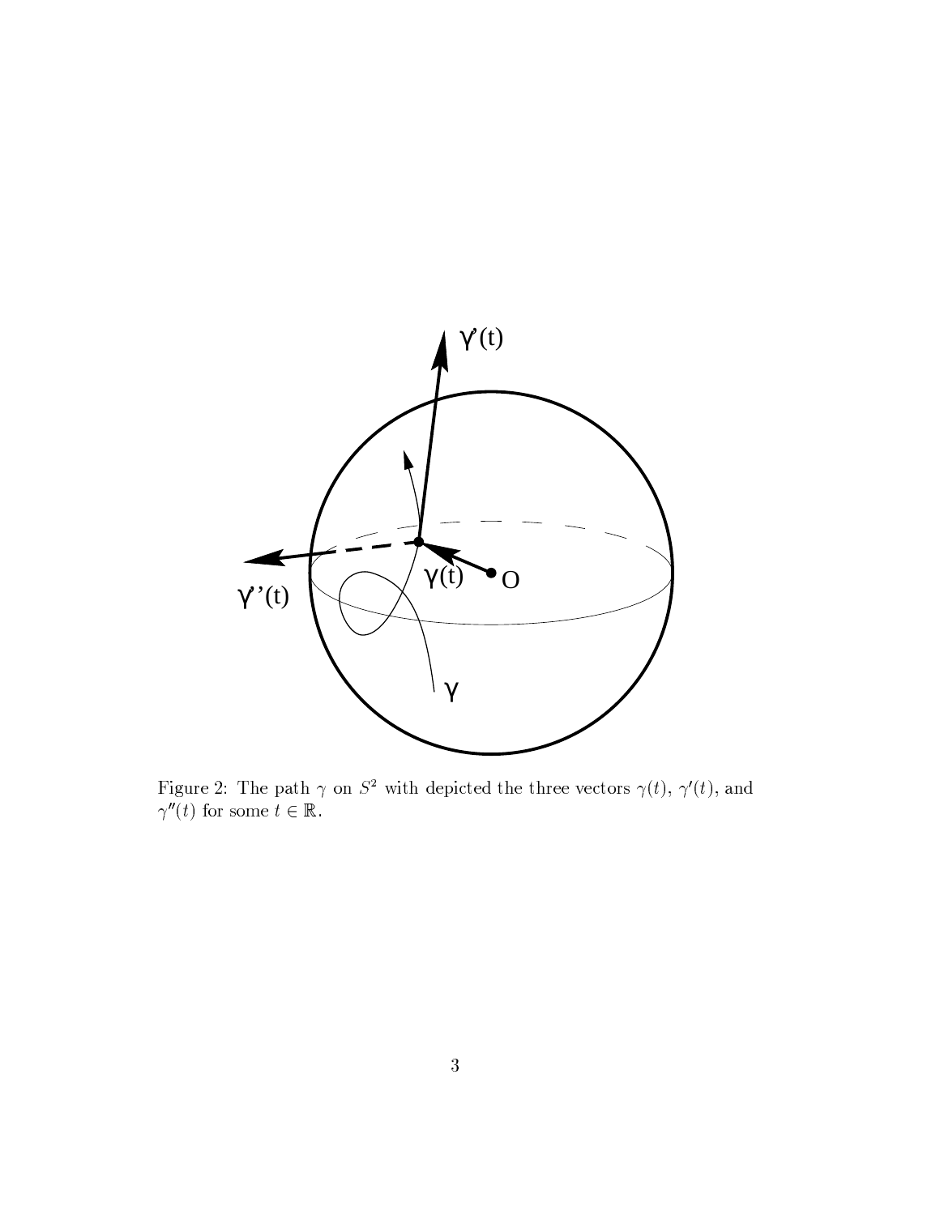Figure 2: The path $\gamma$ on $S^2$ with depicted the three vectors $\gamma(t)$, $\gamma'(t)$, and $\gamma''(t)$ for some $t \in \mathbb{R}$.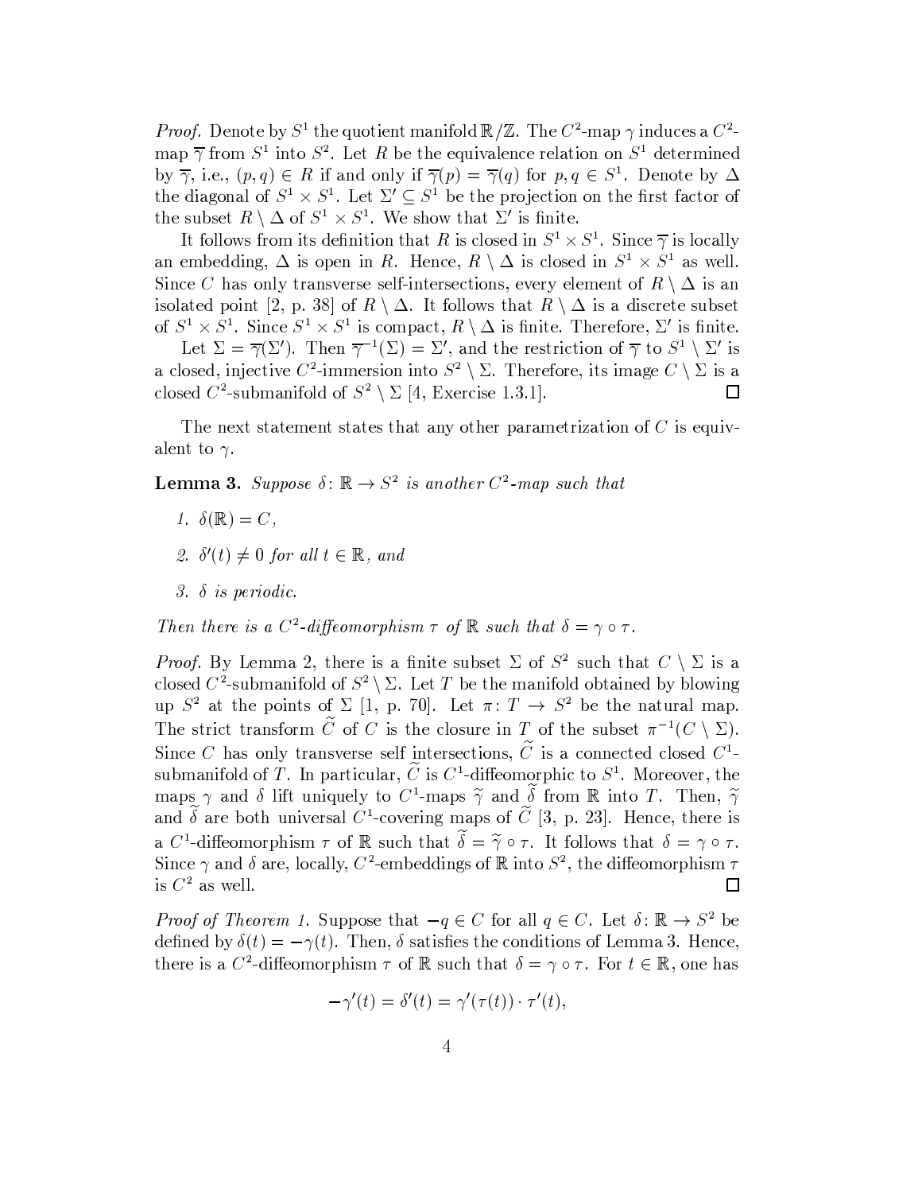*Proof.* Denote by $S^1$ the quotient manifold $\mathbb{R}/\mathbb{Z}$. The $C^2$-map $\gamma$ induces a $C^2$-map $\overline{\gamma}$ from $S^1$ into $S^2$. Let $R$ be the equivalence relation on $S^1$ determined by $\overline{\gamma}$, i.e., $(p,q) \in R$ if and only if $\overline{\gamma}(p) = \overline{\gamma}(q)$ for $p, q \in S^1$. Denote by $\Delta$ the diagonal of $S^1 \times S^1$. Let $\Sigma' \subseteq S^1$ be the projection on the first factor of the subset $R \setminus \Delta$ of $S^1 \times S^1$. We show that $\Sigma'$ is finite.

It follows from its definition that $R$ is closed in $S^1 \times S^1$. Since $\overline{\gamma}$ is locally an embedding, $\Delta$ is open in $R$. Hence, $R \setminus \Delta$ is closed in $S^1 \times S^1$ as well. Since $C$ has only transverse self-intersections, every element of $R \setminus \Delta$ is an isolated point [2, p. 38] of $R \setminus \Delta$. It follows that $R \setminus \Delta$ is a discrete subset of $S^1 \times S^1$. Since $S^1 \times S^1$ is compact, $R \setminus \Delta$ is finite. Therefore, $\Sigma'$ is finite.

Let $\Sigma = \overline{\gamma}(\Sigma')$. Then $\overline{\gamma}^{-1}(\Sigma) = \Sigma'$, and the restriction of $\overline{\gamma}$ to $S^1 \setminus \Sigma'$ is a closed, injective $C^2$-immersion into $S^2 \setminus \Sigma$. Therefore, its image $C \setminus \Sigma$ is a closed $C^2$-submanifold of $S^2 \setminus \Sigma$ [4, Exercise 1.3.1]. $\square$

The next statement states that any other parametrization of $C$ is equivalent to $\gamma$.

**Lemma 3.** *Suppose $\delta \colon \mathbb{R} \to S^2$ is another $C^2$-map such that*

1. *$\delta(\mathbb{R}) = C$,*
2. *$\delta'(t) \neq 0$ for all $t \in \mathbb{R}$, and*
3. *$\delta$ is periodic.*

*Then there is a $C^2$-diffeomorphism $\tau$ of $\mathbb{R}$ such that $\delta = \gamma \circ \tau$.*

*Proof.* By Lemma 2, there is a finite subset $\Sigma$ of $S^2$ such that $C \setminus \Sigma$ is a closed $C^2$-submanifold of $S^2 \setminus \Sigma$. Let $T$ be the manifold obtained by blowing up $S^2$ at the points of $\Sigma$ [1, p. 70]. Let $\pi \colon T \to S^2$ be the natural map. The strict transform $\widetilde{C}$ of $C$ is the closure in $T$ of the subset $\pi^{-1}(C \setminus \Sigma)$. Since $C$ has only transverse self intersections, $\widetilde{C}$ is a connected closed $C^1$-submanifold of $T$. In particular, $\widetilde{C}$ is $C^1$-diffeomorphic to $S^1$. Moreover, the maps $\gamma$ and $\delta$ lift uniquely to $C^1$-maps $\widetilde{\gamma}$ and $\widetilde{\delta}$ from $\mathbb{R}$ into $T$. Then, $\widetilde{\gamma}$ and $\widetilde{\delta}$ are both universal $C^1$-covering maps of $\widetilde{C}$ [3, p. 23]. Hence, there is a $C^1$-diffeomorphism $\tau$ of $\mathbb{R}$ such that $\widetilde{\delta} = \widetilde{\gamma} \circ \tau$. It follows that $\delta = \gamma \circ \tau$. Since $\gamma$ and $\delta$ are, locally, $C^2$-embeddings of $\mathbb{R}$ into $S^2$, the diffeomorphism $\tau$ is $C^2$ as well. $\square$

*Proof of Theorem 1.* Suppose that $-q \in C$ for all $q \in C$. Let $\delta \colon \mathbb{R} \to S^2$ be defined by $\delta(t) = -\gamma(t)$. Then, $\delta$ satisfies the conditions of Lemma 3. Hence, there is a $C^2$-diffeomorphism $\tau$ of $\mathbb{R}$ such that $\delta = \gamma \circ \tau$. For $t \in \mathbb{R}$, one has

$$-\gamma'(t) = \delta'(t) = \gamma'(\tau(t)) \cdot \tau'(t),$$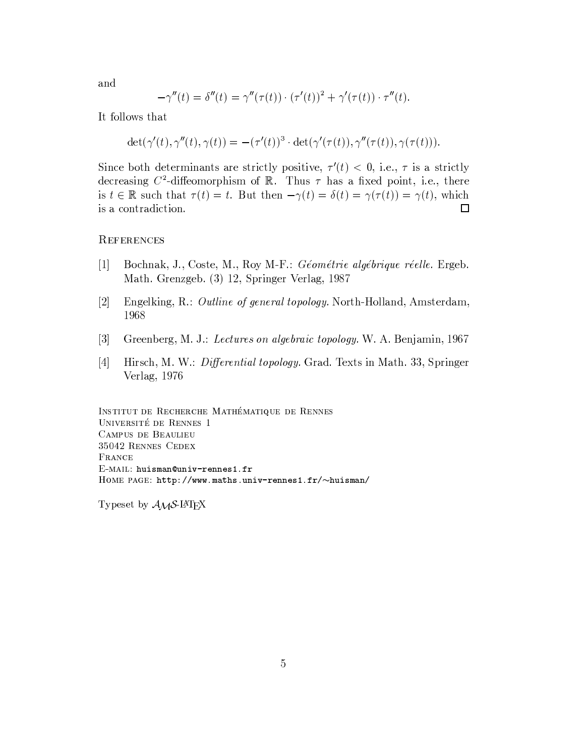and

$$-\gamma''(t) = \delta''(t) = \gamma''(\tau(t)) \cdot (\tau'(t))^2 + \gamma'(\tau(t)) \cdot \tau''(t).$$

It follows that

$$\det(\gamma'(t), \gamma''(t), \gamma(t)) = -(\tau'(t))^3 \cdot \det(\gamma'(\tau(t)), \gamma''(\tau(t)), \gamma(\tau(t))).$$

Since both determinants are strictly positive, $\tau'(t) < 0$, i.e., $\tau$ is a strictly decreasing $C^2$-diffeomorphism of $\mathbb{R}$. Thus $\tau$ has a fixed point, i.e., there is $t \in \mathbb{R}$ such that $\tau(t) = t$. But then $-\gamma(t) = \delta(t) = \gamma(\tau(t)) = \gamma(t)$, which is a contradiction. □

## References

[1] Bochnak, J., Coste, M., Roy M-F.: *Géométrie algébrique réelle.* Ergeb. Math. Grenzgeb. (3) 12, Springer Verlag, 1987

[2] Engelking, R.: *Outline of general topology.* North-Holland, Amsterdam, 1968

[3] Greenberg, M. J.: *Lectures on algebraic topology.* W. A. Benjamin, 1967

[4] Hirsch, M. W.: *Differential topology.* Grad. Texts in Math. 33, Springer Verlag, 1976

Institut de Recherche Mathématique de Rennes
Université de Rennes 1
Campus de Beaulieu
35042 Rennes Cedex
France
E-mail: `huisman@univ-rennes1.fr`
Home page: `http://www.maths.univ-rennes1.fr/~huisman/`

Typeset by $\mathcal{AMS}$-LaTeX